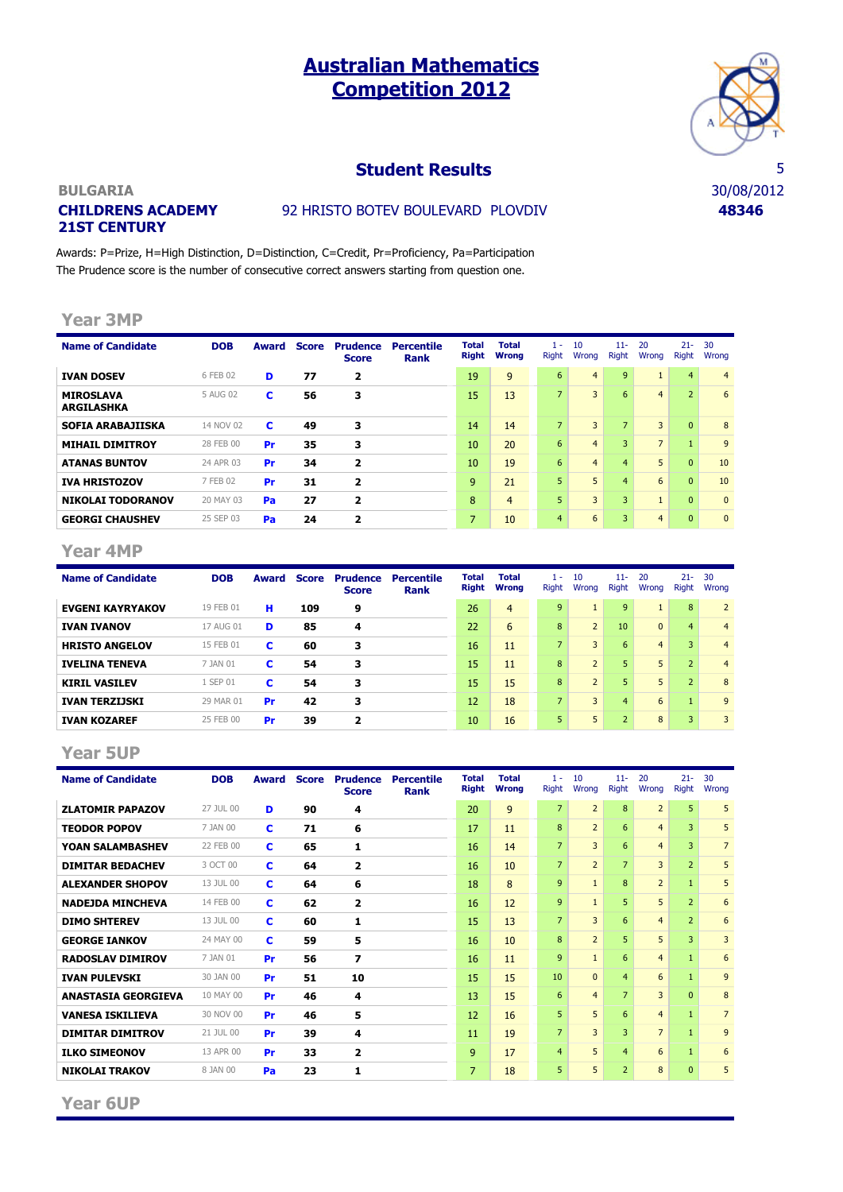# Australian Mathematics Competition 2012

## Student Results

BULGARIA

**CHILDRENS ACADEMY 21ST CENTURY** — 92 HRISTO BOTEV BOULEVARD PLOVDIV

30/08/2012

**48346**

Awards: P=Prize, H=High Distinction, D=Distinction, C=Credit, Pr=Proficiency, Pa=Participation

The Prudence score is the number of consecutive correct answers starting from question one.

### Year 3MP

| Name of Candidate | DOB | Award | Score | Prudence Score | Percentile Rank | Total Right | Total Wrong | 1 - 10 Right | 1 - 10 Wrong | 11- 20 Right | 11- 20 Wrong | 21- 30 Right | 21- 30 Wrong |
|---|---|---|---|---|---|---|---|---|---|---|---|---|---|
| IVAN DOSEV | 6 FEB 02 | D | 77 | 2 | | 19 | 9 | 6 | 4 | 9 | 1 | 4 | 4 |
| MIROSLAVA ARGILASHKA | 5 AUG 02 | C | 56 | 3 | | 15 | 13 | 7 | 3 | 6 | 4 | 2 | 6 |
| SOFIA ARABAJIISKA | 14 NOV 02 | C | 49 | 3 | | 14 | 14 | 7 | 3 | 7 | 3 | 0 | 8 |
| MIHAIL DIMITROY | 28 FEB 00 | Pr | 35 | 3 | | 10 | 20 | 6 | 4 | 3 | 7 | 1 | 9 |
| ATANAS BUNTOV | 24 APR 03 | Pr | 34 | 2 | | 10 | 19 | 6 | 4 | 4 | 5 | 0 | 10 |
| IVA HRISTOZOV | 7 FEB 02 | Pr | 31 | 2 | | 9 | 21 | 5 | 5 | 4 | 6 | 0 | 10 |
| NIKOLAI TODORANOV | 20 MAY 03 | Pa | 27 | 2 | | 8 | 4 | 5 | 3 | 3 | 1 | 0 | 0 |
| GEORGI CHAUSHEV | 25 SEP 03 | Pa | 24 | 2 | | 7 | 10 | 4 | 6 | 3 | 4 | 0 | 0 |

### Year 4MP

| Name of Candidate | DOB | Award | Score | Prudence Score | Percentile Rank | Total Right | Total Wrong | 1 - 10 Right | 1 - 10 Wrong | 11- 20 Right | 11- 20 Wrong | 21- 30 Right | 21- 30 Wrong |
|---|---|---|---|---|---|---|---|---|---|---|---|---|---|
| EVGENI KAYRYAKOV | 19 FEB 01 | H | 109 | 9 | | 26 | 4 | 9 | 1 | 9 | 1 | 8 | 2 |
| IVAN IVANOV | 17 AUG 01 | D | 85 | 4 | | 22 | 6 | 8 | 2 | 10 | 0 | 4 | 4 |
| HRISTO ANGELOV | 15 FEB 01 | C | 60 | 3 | | 16 | 11 | 7 | 3 | 6 | 4 | 3 | 4 |
| IVELINA TENEVA | 7 JAN 01 | C | 54 | 3 | | 15 | 11 | 8 | 2 | 5 | 5 | 2 | 4 |
| KIRIL VASILEV | 1 SEP 01 | C | 54 | 3 | | 15 | 15 | 8 | 2 | 5 | 5 | 2 | 8 |
| IVAN TERZIJSKI | 29 MAR 01 | Pr | 42 | 3 | | 12 | 18 | 7 | 3 | 4 | 6 | 1 | 9 |
| IVAN KOZAREF | 25 FEB 00 | Pr | 39 | 2 | | 10 | 16 | 5 | 5 | 2 | 8 | 3 | 3 |

### Year 5UP

| Name of Candidate | DOB | Award | Score | Prudence Score | Percentile Rank | Total Right | Total Wrong | 1 - 10 Right | 1 - 10 Wrong | 11- 20 Right | 11- 20 Wrong | 21- 30 Right | 21- 30 Wrong |
|---|---|---|---|---|---|---|---|---|---|---|---|---|---|
| ZLATOMIR PAPAZOV | 27 JUL 00 | D | 90 | 4 | | 20 | 9 | 7 | 2 | 8 | 2 | 5 | 5 |
| TEODOR POPOV | 7 JAN 00 | C | 71 | 6 | | 17 | 11 | 8 | 2 | 6 | 4 | 3 | 5 |
| YOAN SALAMBASHEV | 22 FEB 00 | C | 65 | 1 | | 16 | 14 | 7 | 3 | 6 | 4 | 3 | 7 |
| DIMITAR BEDACHEV | 3 OCT 00 | C | 64 | 2 | | 16 | 10 | 7 | 2 | 7 | 3 | 2 | 5 |
| ALEXANDER SHOPOV | 13 JUL 00 | C | 64 | 6 | | 18 | 8 | 9 | 1 | 8 | 2 | 1 | 5 |
| NADEJDA MINCHEVA | 14 FEB 00 | C | 62 | 2 | | 16 | 12 | 9 | 1 | 5 | 5 | 2 | 6 |
| DIMO SHTEREV | 13 JUL 00 | C | 60 | 1 | | 15 | 13 | 7 | 3 | 6 | 4 | 2 | 6 |
| GEORGE IANKOV | 24 MAY 00 | C | 59 | 5 | | 16 | 10 | 8 | 2 | 5 | 5 | 3 | 3 |
| RADOSLAV DIMIROV | 7 JAN 01 | Pr | 56 | 7 | | 16 | 11 | 9 | 1 | 6 | 4 | 1 | 6 |
| IVAN PULEVSKI | 30 JAN 00 | Pr | 51 | 10 | | 15 | 15 | 10 | 0 | 4 | 6 | 1 | 9 |
| ANASTASIA GEORGIEVA | 10 MAY 00 | Pr | 46 | 4 | | 13 | 15 | 6 | 4 | 7 | 3 | 0 | 8 |
| VANESA ISKILIEVA | 30 NOV 00 | Pr | 46 | 5 | | 12 | 16 | 5 | 5 | 6 | 4 | 1 | 7 |
| DIMITAR DIMITROV | 21 JUL 00 | Pr | 39 | 4 | | 11 | 19 | 7 | 3 | 3 | 7 | 1 | 9 |
| ILKO SIMEONOV | 13 APR 00 | Pr | 33 | 2 | | 9 | 17 | 4 | 5 | 4 | 6 | 1 | 6 |
| NIKOLAI TRAKOV | 8 JAN 00 | Pa | 23 | 1 | | 7 | 18 | 5 | 5 | 2 | 8 | 0 | 5 |

### Year 6UP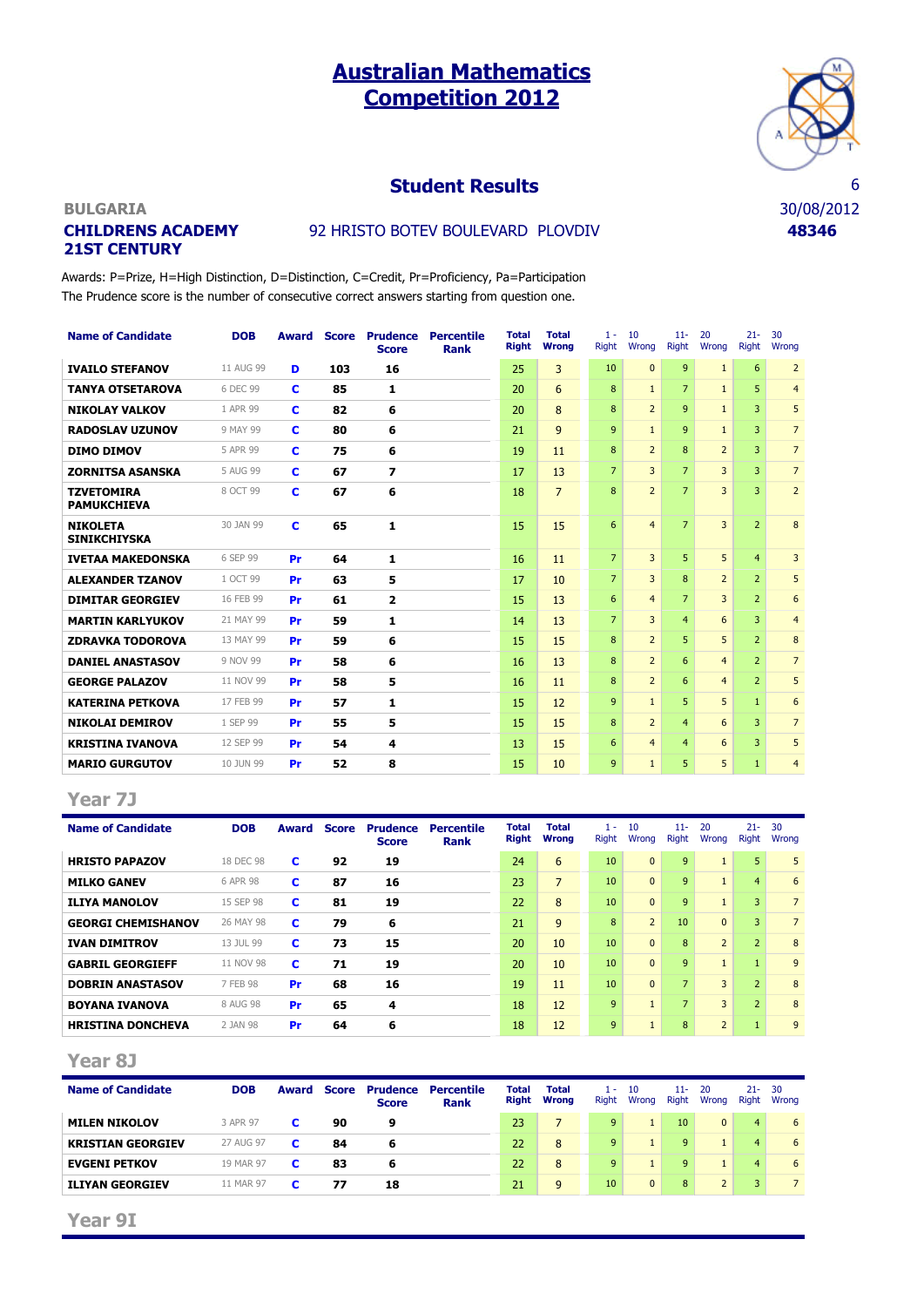# Australian Mathematics Competition 2012

## Student Results

6
30/08/2012
**48346**

**BULGARIA**
**CHILDRENS ACADEMY 21ST CENTURY** 92 HRISTO BOTEV BOULEVARD PLOVDIV

Awards: P=Prize, H=High Distinction, D=Distinction, C=Credit, Pr=Proficiency, Pa=Participation
The Prudence score is the number of consecutive correct answers starting from question one.

| Name of Candidate | DOB | Award | Score | Prudence Score | Percentile Rank | Total Right | Total Wrong | 1 - 10 Right | 1 - 10 Wrong | 11- 20 Right | 11- 20 Wrong | 21- 30 Right | 21- 30 Wrong |
|---|---|---|---|---|---|---|---|---|---|---|---|---|---|
| IVAILO STEFANOV | 11 AUG 99 | D | 103 | 16 | | 25 | 3 | 10 | 0 | 9 | 1 | 6 | 2 |
| TANYA OTSETAROVA | 6 DEC 99 | C | 85 | 1 | | 20 | 6 | 8 | 1 | 7 | 1 | 5 | 4 |
| NIKOLAY VALKOV | 1 APR 99 | C | 82 | 6 | | 20 | 8 | 8 | 2 | 9 | 1 | 3 | 5 |
| RADOSLAV UZUNOV | 9 MAY 99 | C | 80 | 6 | | 21 | 9 | 9 | 1 | 9 | 1 | 3 | 7 |
| DIMO DIMOV | 5 APR 99 | C | 75 | 6 | | 19 | 11 | 8 | 2 | 8 | 2 | 3 | 7 |
| ZORNITSA ASANSKA | 5 AUG 99 | C | 67 | 7 | | 17 | 13 | 7 | 3 | 7 | 3 | 3 | 7 |
| TZVETOMIRA PAMUKCHIEVA | 8 OCT 99 | C | 67 | 6 | | 18 | 7 | 8 | 2 | 7 | 3 | 3 | 2 |
| NIKOLETA SINIKCHIYSKA | 30 JAN 99 | C | 65 | 1 | | 15 | 15 | 6 | 4 | 7 | 3 | 2 | 8 |
| IVETAA MAKEDONSKA | 6 SEP 99 | Pr | 64 | 1 | | 16 | 11 | 7 | 3 | 5 | 5 | 4 | 3 |
| ALEXANDER TZANOV | 1 OCT 99 | Pr | 63 | 5 | | 17 | 10 | 7 | 3 | 8 | 2 | 2 | 5 |
| DIMITAR GEORGIEV | 16 FEB 99 | Pr | 61 | 2 | | 15 | 13 | 6 | 4 | 7 | 3 | 2 | 6 |
| MARTIN KARLYUKOV | 21 MAY 99 | Pr | 59 | 1 | | 14 | 13 | 7 | 3 | 4 | 6 | 3 | 4 |
| ZDRAVKA TODOROVA | 13 MAY 99 | Pr | 59 | 6 | | 15 | 15 | 8 | 2 | 5 | 5 | 2 | 8 |
| DANIEL ANASTASOV | 9 NOV 99 | Pr | 58 | 6 | | 16 | 13 | 8 | 2 | 6 | 4 | 2 | 7 |
| GEORGE PALAZOV | 11 NOV 99 | Pr | 58 | 5 | | 16 | 11 | 8 | 2 | 6 | 4 | 2 | 5 |
| KATERINA PETKOVA | 17 FEB 99 | Pr | 57 | 1 | | 15 | 12 | 9 | 1 | 5 | 5 | 1 | 6 |
| NIKOLAI DEMIROV | 1 SEP 99 | Pr | 55 | 5 | | 15 | 15 | 8 | 2 | 4 | 6 | 3 | 7 |
| KRISTINA IVANOVA | 12 SEP 99 | Pr | 54 | 4 | | 13 | 15 | 6 | 4 | 4 | 6 | 3 | 5 |
| MARIO GURGUTOV | 10 JUN 99 | Pr | 52 | 8 | | 15 | 10 | 9 | 1 | 5 | 5 | 1 | 4 |

## Year 7J

| Name of Candidate | DOB | Award | Score | Prudence Score | Percentile Rank | Total Right | Total Wrong | 1 - 10 Right | 1 - 10 Wrong | 11- 20 Right | 11- 20 Wrong | 21- 30 Right | 21- 30 Wrong |
|---|---|---|---|---|---|---|---|---|---|---|---|---|---|
| HRISTO PAPAZOV | 18 DEC 98 | C | 92 | 19 | | 24 | 6 | 10 | 0 | 9 | 1 | 5 | 5 |
| MILKO GANEV | 6 APR 98 | C | 87 | 16 | | 23 | 7 | 10 | 0 | 9 | 1 | 4 | 6 |
| ILIYA MANOLOV | 15 SEP 98 | C | 81 | 19 | | 22 | 8 | 10 | 0 | 9 | 1 | 3 | 7 |
| GEORGI CHEMISHANOV | 26 MAY 98 | C | 79 | 6 | | 21 | 9 | 8 | 2 | 10 | 0 | 3 | 7 |
| IVAN DIMITROV | 13 JUL 99 | C | 73 | 15 | | 20 | 10 | 10 | 0 | 8 | 2 | 2 | 8 |
| GABRIL GEORGIEFF | 11 NOV 98 | C | 71 | 19 | | 20 | 10 | 10 | 0 | 9 | 1 | 1 | 9 |
| DOBRIN ANASTASOV | 7 FEB 98 | Pr | 68 | 16 | | 19 | 11 | 10 | 0 | 7 | 3 | 2 | 8 |
| BOYANA IVANOVA | 8 AUG 98 | Pr | 65 | 4 | | 18 | 12 | 9 | 1 | 7 | 3 | 2 | 8 |
| HRISTINA DONCHEVA | 2 JAN 98 | Pr | 64 | 6 | | 18 | 12 | 9 | 1 | 8 | 2 | 1 | 9 |

## Year 8J

| Name of Candidate | DOB | Award | Score | Prudence Score | Percentile Rank | Total Right | Total Wrong | 1 - 10 Right | 1 - 10 Wrong | 11- 20 Right | 11- 20 Wrong | 21- 30 Right | 21- 30 Wrong |
|---|---|---|---|---|---|---|---|---|---|---|---|---|---|
| MILEN NIKOLOV | 3 APR 97 | C | 90 | 9 | | 23 | 7 | 9 | 1 | 10 | 0 | 4 | 6 |
| KRISTIAN GEORGIEV | 27 AUG 97 | C | 84 | 6 | | 22 | 8 | 9 | 1 | 9 | 1 | 4 | 6 |
| EVGENI PETKOV | 19 MAR 97 | C | 83 | 6 | | 22 | 8 | 9 | 1 | 9 | 1 | 4 | 6 |
| ILIYAN GEORGIEV | 11 MAR 97 | C | 77 | 18 | | 21 | 9 | 10 | 0 | 8 | 2 | 3 | 7 |

## Year 9I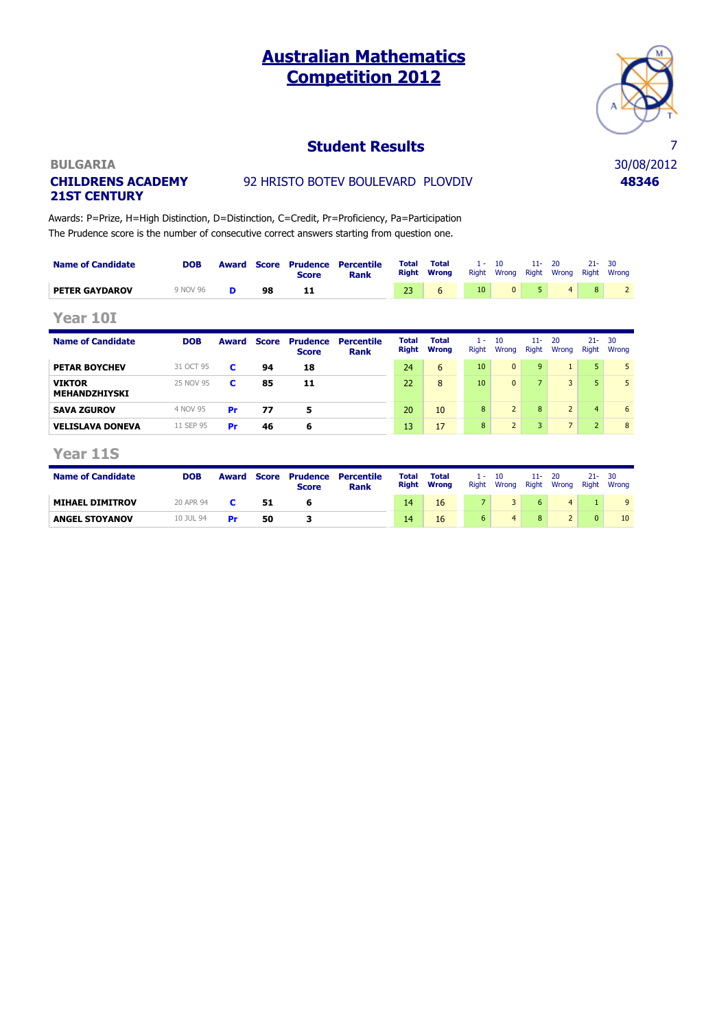# Australian Mathematics Competition 2012

## Student Results

7
30/08/2012
**48346**

**BULGARIA**
**CHILDRENS ACADEMY 21ST CENTURY** 92 HRISTO BOTEV BOULEVARD PLOVDIV

Awards: P=Prize, H=High Distinction, D=Distinction, C=Credit, Pr=Proficiency, Pa=Participation
The Prudence score is the number of consecutive correct answers starting from question one.

| Name of Candidate | DOB | Award | Score | Prudence Score | Percentile Rank | Total Right | Total Wrong | 1 - 10 Right | 1 - 10 Wrong | 11- 20 Right | 11- 20 Wrong | 21- 30 Right | 21- 30 Wrong |
|---|---|---|---|---|---|---|---|---|---|---|---|---|---|
| PETER GAYDAROV | 9 NOV 96 | D | 98 | 11 | | 23 | 6 | 10 | 0 | 5 | 4 | 8 | 2 |

## Year 10I

| Name of Candidate | DOB | Award | Score | Prudence Score | Percentile Rank | Total Right | Total Wrong | 1 - 10 Right | 1 - 10 Wrong | 11- 20 Right | 11- 20 Wrong | 21- 30 Right | 21- 30 Wrong |
|---|---|---|---|---|---|---|---|---|---|---|---|---|---|
| PETAR BOYCHEV | 31 OCT 95 | C | 94 | 18 | | 24 | 6 | 10 | 0 | 9 | 1 | 5 | 5 |
| VIKTOR MEHANDZHIYSKI | 25 NOV 95 | C | 85 | 11 | | 22 | 8 | 10 | 0 | 7 | 3 | 5 | 5 |
| SAVA ZGUROV | 4 NOV 95 | Pr | 77 | 5 | | 20 | 10 | 8 | 2 | 8 | 2 | 4 | 6 |
| VELISLAVA DONEVA | 11 SEP 95 | Pr | 46 | 6 | | 13 | 17 | 8 | 2 | 3 | 7 | 2 | 8 |

## Year 11S

| Name of Candidate | DOB | Award | Score | Prudence Score | Percentile Rank | Total Right | Total Wrong | 1 - 10 Right | 1 - 10 Wrong | 11- 20 Right | 11- 20 Wrong | 21- 30 Right | 21- 30 Wrong |
|---|---|---|---|---|---|---|---|---|---|---|---|---|---|
| MIHAEL DIMITROV | 20 APR 94 | C | 51 | 6 | | 14 | 16 | 7 | 3 | 6 | 4 | 1 | 9 |
| ANGEL STOYANOV | 10 JUL 94 | Pr | 50 | 3 | | 14 | 16 | 6 | 4 | 8 | 2 | 0 | 10 |